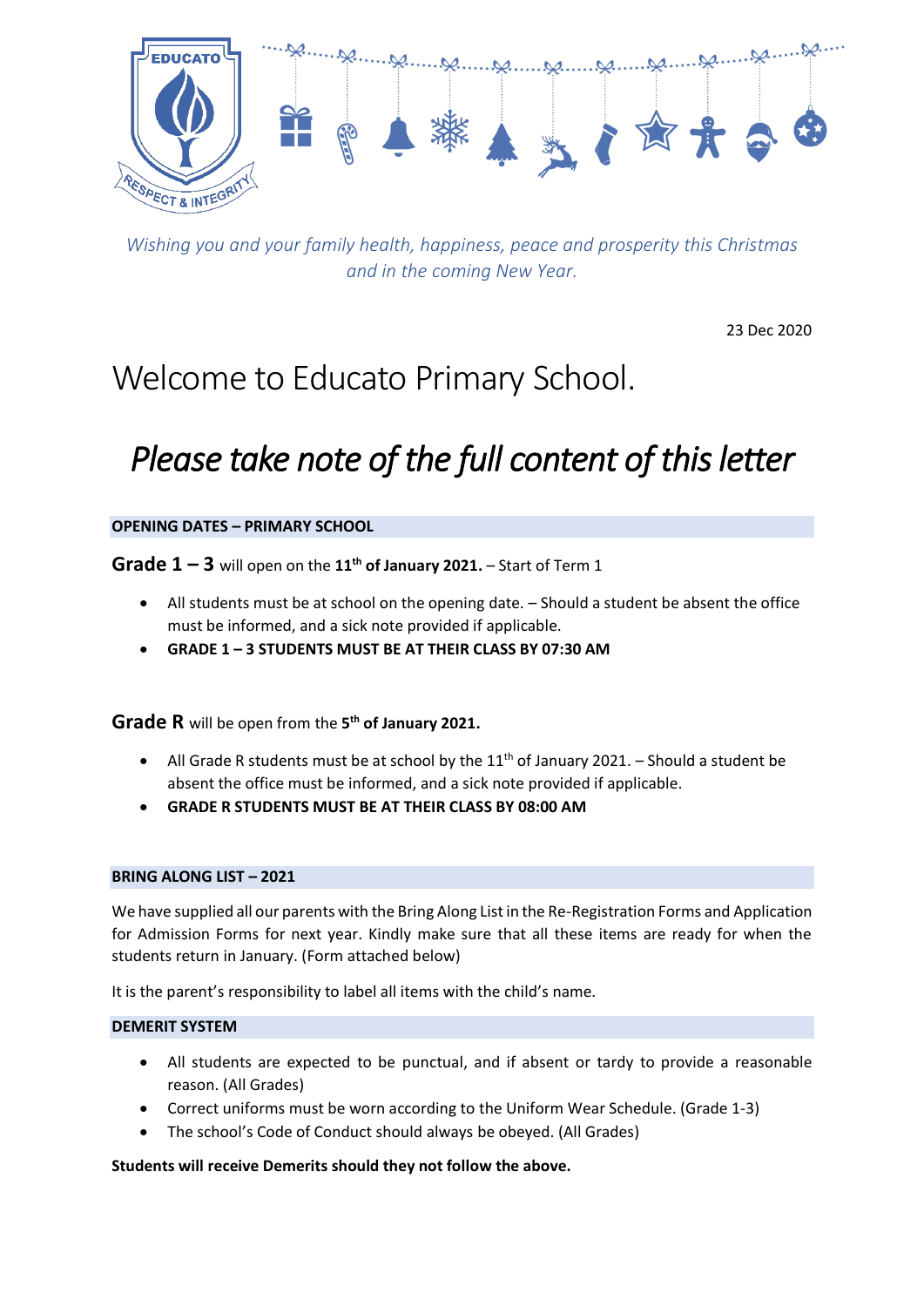EDUCATO

RESPECT & INTEGRITY

*Wishing you and your family health, happiness, peace and prosperity this Christmas and in the coming New Year.*

23 Dec 2020

# Welcome to Educato Primary School.

# *Please take note of the full content of this letter*

**OPENING DATES – PRIMARY SCHOOL**

**Grade 1 – 3** will open on the **11th of January 2021.** – Start of Term 1

- All students must be at school on the opening date. – Should a student be absent the office must be informed, and a sick note provided if applicable.
- **GRADE 1 – 3 STUDENTS MUST BE AT THEIR CLASS BY 07:30 AM**

**Grade R** will be open from the **5th of January 2021.**

- All Grade R students must be at school by the 11th of January 2021. – Should a student be absent the office must be informed, and a sick note provided if applicable.
- **GRADE R STUDENTS MUST BE AT THEIR CLASS BY 08:00 AM**

**BRING ALONG LIST – 2021**

We have supplied all our parents with the Bring Along List in the Re-Registration Forms and Application for Admission Forms for next year. Kindly make sure that all these items are ready for when the students return in January. (Form attached below)

It is the parent's responsibility to label all items with the child's name.

**DEMERIT SYSTEM**

- All students are expected to be punctual, and if absent or tardy to provide a reasonable reason. (All Grades)
- Correct uniforms must be worn according to the Uniform Wear Schedule. (Grade 1-3)
- The school's Code of Conduct should always be obeyed. (All Grades)

**Students will receive Demerits should they not follow the above.**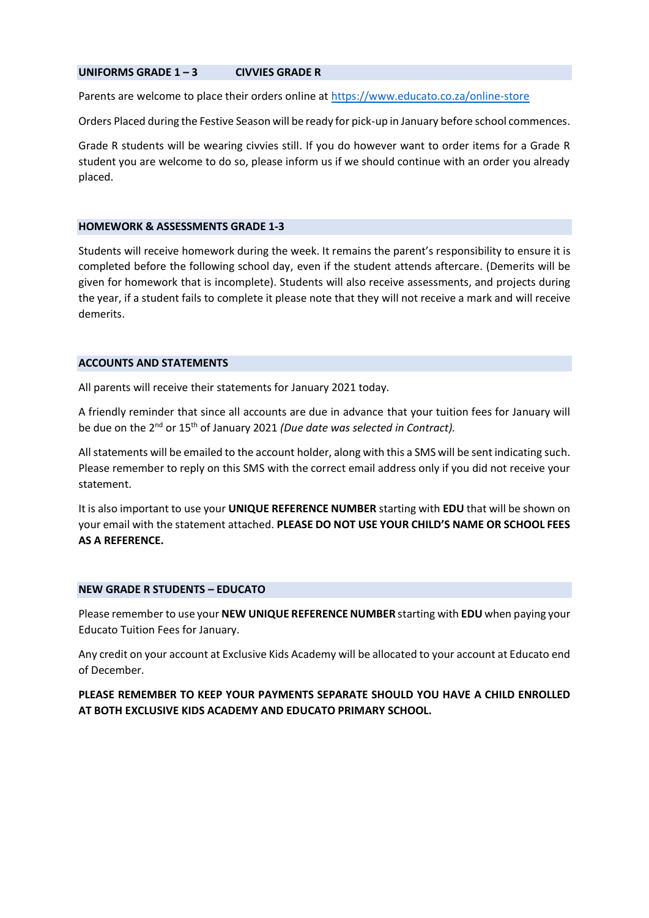## UNIFORMS GRADE 1 – 3 CIVVIES GRADE R

Parents are welcome to place their orders online at [https://www.educato.co.za/online-store](https://www.educato.co.za/online-store)

Orders Placed during the Festive Season will be ready for pick-up in January before school commences.

Grade R students will be wearing civvies still. If you do however want to order items for a Grade R student you are welcome to do so, please inform us if we should continue with an order you already placed.

## HOMEWORK & ASSESSMENTS GRADE 1-3

Students will receive homework during the week. It remains the parent's responsibility to ensure it is completed before the following school day, even if the student attends aftercare. (Demerits will be given for homework that is incomplete). Students will also receive assessments, and projects during the year, if a student fails to complete it please note that they will not receive a mark and will receive demerits.

## ACCOUNTS AND STATEMENTS

All parents will receive their statements for January 2021 today.

A friendly reminder that since all accounts are due in advance that your tuition fees for January will be due on the 2nd or 15th of January 2021 *(Due date was selected in Contract).*

All statements will be emailed to the account holder, along with this a SMS will be sent indicating such. Please remember to reply on this SMS with the correct email address only if you did not receive your statement.

It is also important to use your **UNIQUE REFERENCE NUMBER** starting with **EDU** that will be shown on your email with the statement attached. **PLEASE DO NOT USE YOUR CHILD'S NAME OR SCHOOL FEES AS A REFERENCE.**

## NEW GRADE R STUDENTS – EDUCATO

Please remember to use your **NEW UNIQUE REFERENCE NUMBER** starting with **EDU** when paying your Educato Tuition Fees for January.

Any credit on your account at Exclusive Kids Academy will be allocated to your account at Educato end of December.

**PLEASE REMEMBER TO KEEP YOUR PAYMENTS SEPARATE SHOULD YOU HAVE A CHILD ENROLLED AT BOTH EXCLUSIVE KIDS ACADEMY AND EDUCATO PRIMARY SCHOOL.**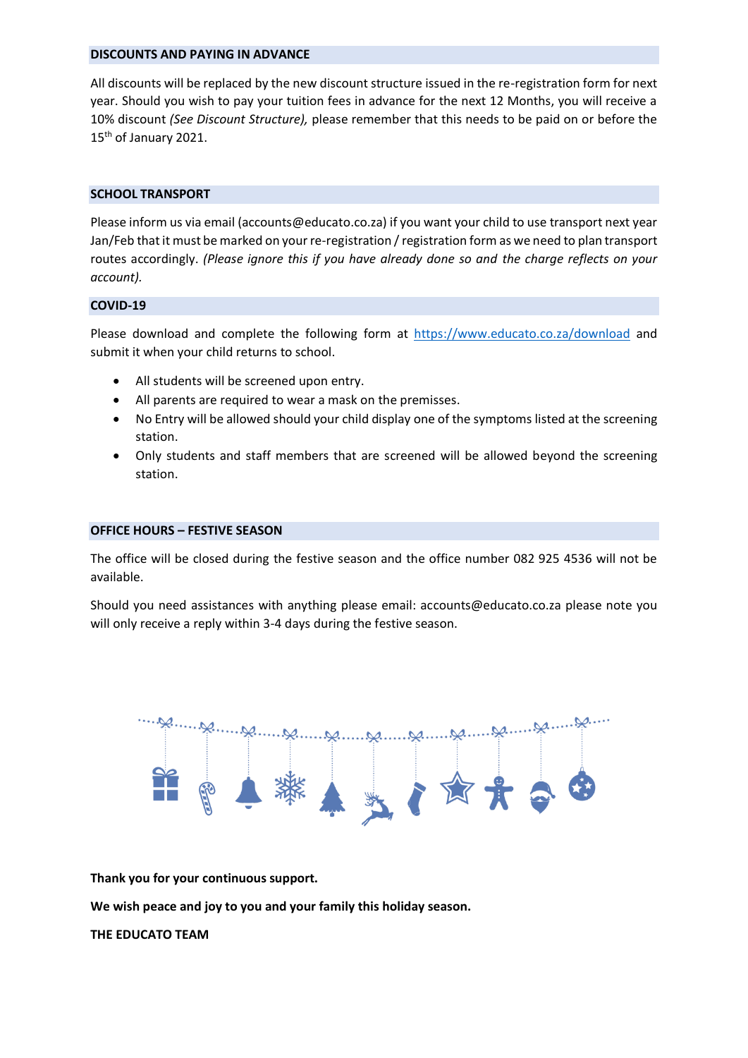## DISCOUNTS AND PAYING IN ADVANCE

All discounts will be replaced by the new discount structure issued in the re-registration form for next year. Should you wish to pay your tuition fees in advance for the next 12 Months, you will receive a 10% discount *(See Discount Structure),* please remember that this needs to be paid on or before the 15th of January 2021.

## SCHOOL TRANSPORT

Please inform us via email (accounts@educato.co.za) if you want your child to use transport next year Jan/Feb that it must be marked on your re-registration / registration form as we need to plan transport routes accordingly. *(Please ignore this if you have already done so and the charge reflects on your account).*

## COVID-19

Please download and complete the following form at [https://www.educato.co.za/download](https://www.educato.co.za/download) and submit it when your child returns to school.

- All students will be screened upon entry.
- All parents are required to wear a mask on the premisses.
- No Entry will be allowed should your child display one of the symptoms listed at the screening station.
- Only students and staff members that are screened will be allowed beyond the screening station.

## OFFICE HOURS – FESTIVE SEASON

The office will be closed during the festive season and the office number 082 925 4536 will not be available.

Should you need assistances with anything please email: accounts@educato.co.za please note you will only receive a reply within 3-4 days during the festive season.

**Thank you for your continuous support.**

**We wish peace and joy to you and your family this holiday season.**

**THE EDUCATO TEAM**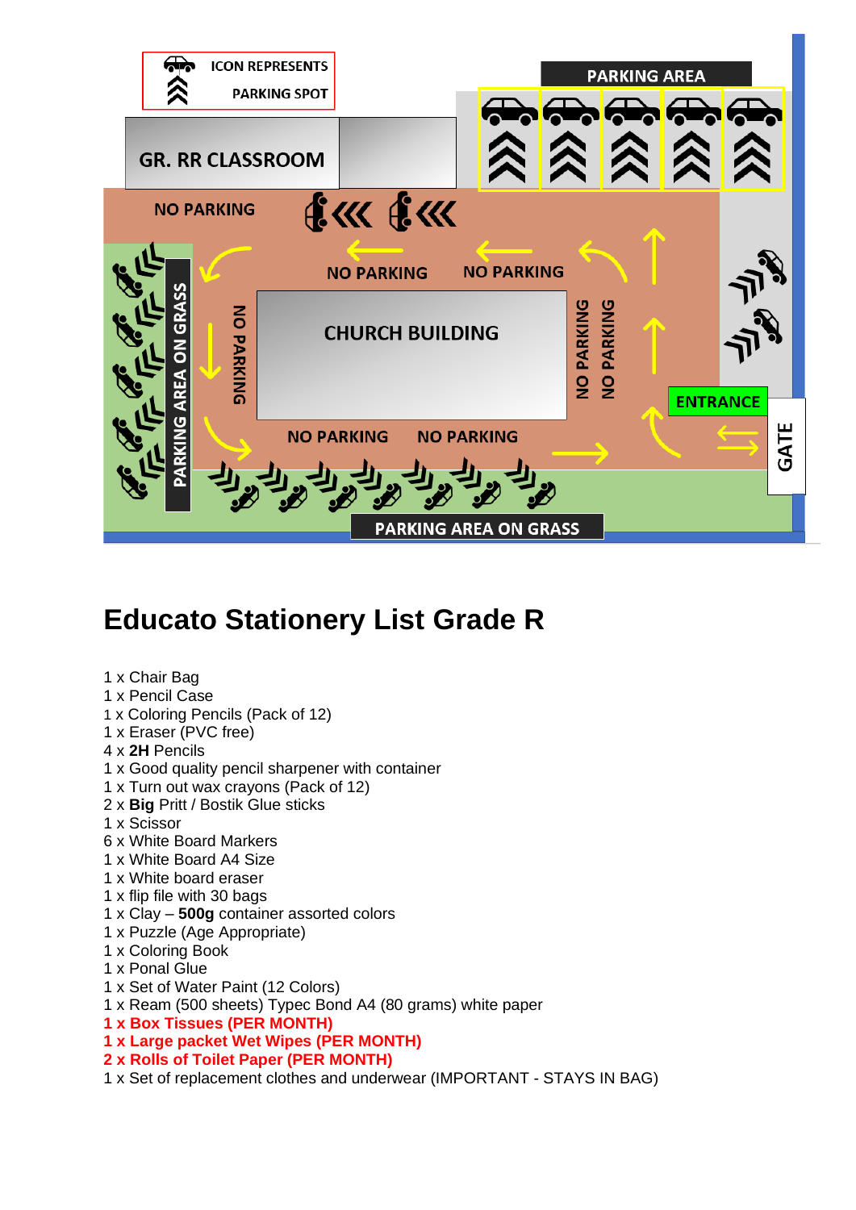# Educato Stationery List Grade R

1 x Chair Bag
1 x Pencil Case
1 x Coloring Pencils (Pack of 12)
1 x Eraser (PVC free)
4 x **2H** Pencils
1 x Good quality pencil sharpener with container
1 x Turn out wax crayons (Pack of 12)
2 x **Big** Pritt / Bostik Glue sticks
1 x Scissor
6 x White Board Markers
1 x White Board A4 Size
1 x White board eraser
1 x flip file with 30 bags
1 x Clay – **500g** container assorted colors
1 x Puzzle (Age Appropriate)
1 x Coloring Book
1 x Ponal Glue
1 x Set of Water Paint (12 Colors)
1 x Ream (500 sheets) Typec Bond A4 (80 grams) white paper
**1 x Box Tissues (PER MONTH)**
**1 x Large packet Wet Wipes (PER MONTH)**
**2 x Rolls of Toilet Paper (PER MONTH)**
1 x Set of replacement clothes and underwear (IMPORTANT - STAYS IN BAG)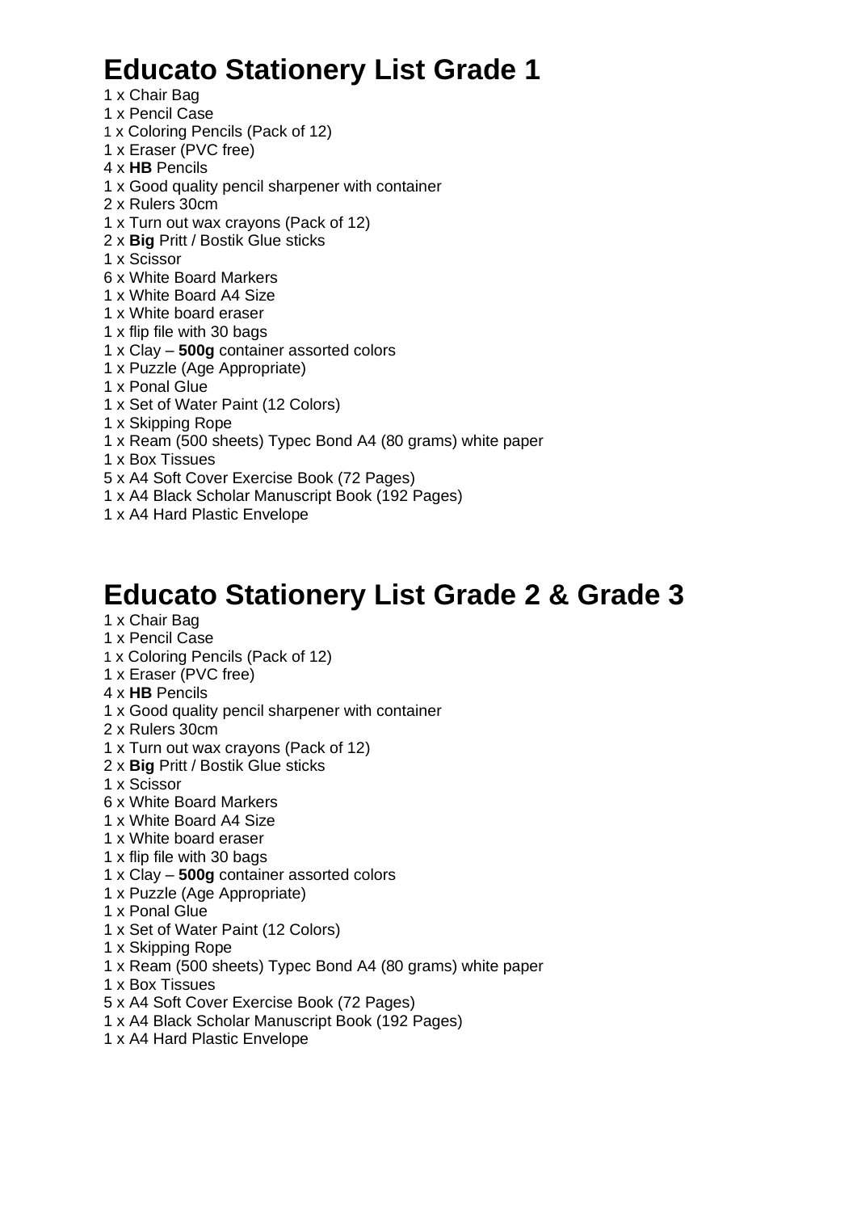# Educato Stationery List Grade 1

1 x Chair Bag
1 x Pencil Case
1 x Coloring Pencils (Pack of 12)
1 x Eraser (PVC free)
4 x **HB** Pencils
1 x Good quality pencil sharpener with container
2 x Rulers 30cm
1 x Turn out wax crayons (Pack of 12)
2 x **Big** Pritt / Bostik Glue sticks
1 x Scissor
6 x White Board Markers
1 x White Board A4 Size
1 x White board eraser
1 x flip file with 30 bags
1 x Clay – **500g** container assorted colors
1 x Puzzle (Age Appropriate)
1 x Ponal Glue
1 x Set of Water Paint (12 Colors)
1 x Skipping Rope
1 x Ream (500 sheets) Typec Bond A4 (80 grams) white paper
1 x Box Tissues
5 x A4 Soft Cover Exercise Book (72 Pages)
1 x A4 Black Scholar Manuscript Book (192 Pages)
1 x A4 Hard Plastic Envelope

# Educato Stationery List Grade 2 & Grade 3

1 x Chair Bag
1 x Pencil Case
1 x Coloring Pencils (Pack of 12)
1 x Eraser (PVC free)
4 x **HB** Pencils
1 x Good quality pencil sharpener with container
2 x Rulers 30cm
1 x Turn out wax crayons (Pack of 12)
2 x **Big** Pritt / Bostik Glue sticks
1 x Scissor
6 x White Board Markers
1 x White Board A4 Size
1 x White board eraser
1 x flip file with 30 bags
1 x Clay – **500g** container assorted colors
1 x Puzzle (Age Appropriate)
1 x Ponal Glue
1 x Set of Water Paint (12 Colors)
1 x Skipping Rope
1 x Ream (500 sheets) Typec Bond A4 (80 grams) white paper
1 x Box Tissues
5 x A4 Soft Cover Exercise Book (72 Pages)
1 x A4 Black Scholar Manuscript Book (192 Pages)
1 x A4 Hard Plastic Envelope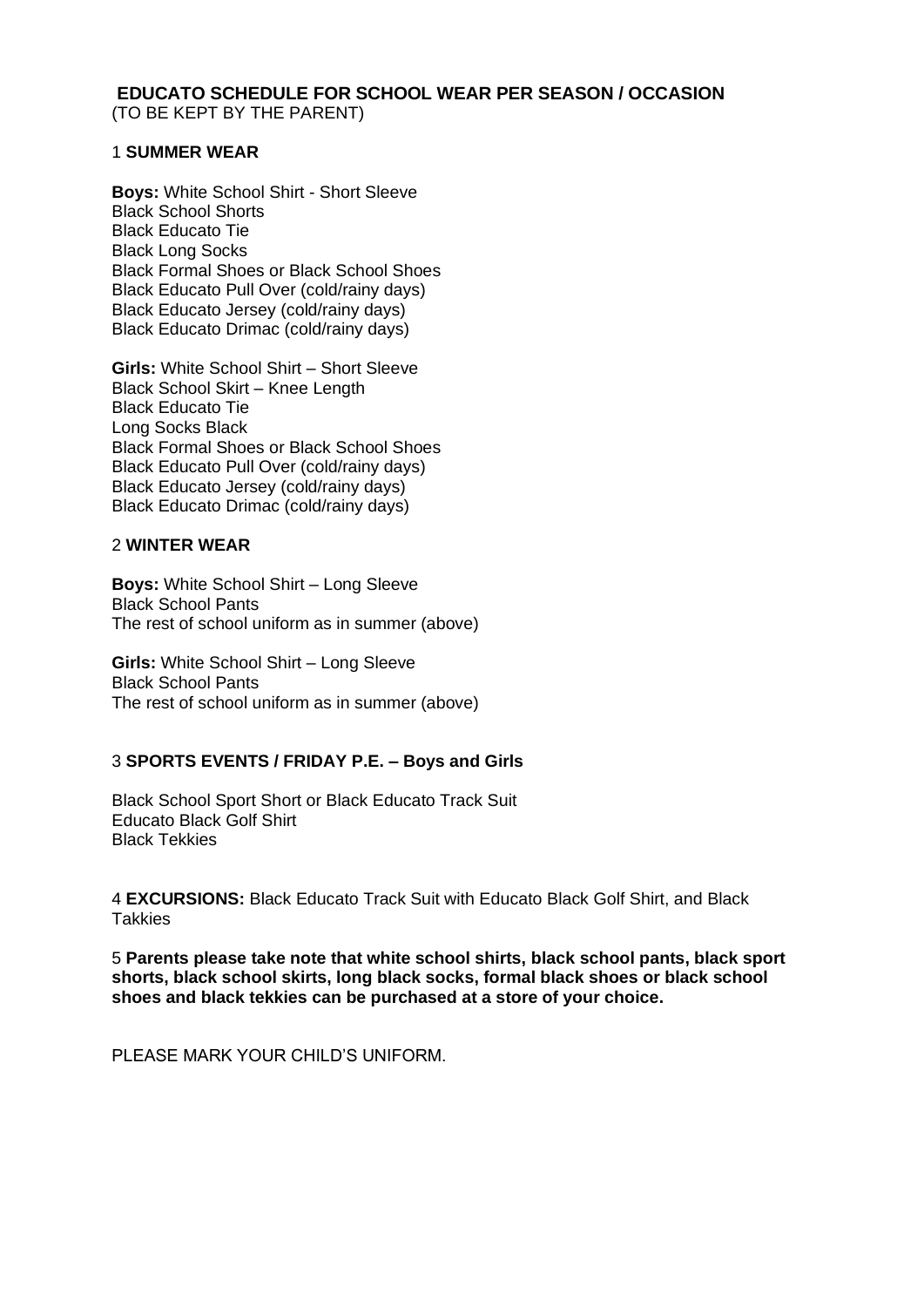## EDUCATO SCHEDULE FOR SCHOOL WEAR PER SEASON / OCCASION

(TO BE KEPT BY THE PARENT)

### 1 SUMMER WEAR

**Boys:** White School Shirt - Short Sleeve
Black School Shorts
Black Educato Tie
Black Long Socks
Black Formal Shoes or Black School Shoes
Black Educato Pull Over (cold/rainy days)
Black Educato Jersey (cold/rainy days)
Black Educato Drimac (cold/rainy days)

**Girls:** White School Shirt – Short Sleeve
Black School Skirt – Knee Length
Black Educato Tie
Long Socks Black
Black Formal Shoes or Black School Shoes
Black Educato Pull Over (cold/rainy days)
Black Educato Jersey (cold/rainy days)
Black Educato Drimac (cold/rainy days)

### 2 WINTER WEAR

**Boys:** White School Shirt – Long Sleeve
Black School Pants
The rest of school uniform as in summer (above)

**Girls:** White School Shirt – Long Sleeve
Black School Pants
The rest of school uniform as in summer (above)

### 3 SPORTS EVENTS / FRIDAY P.E. – Boys and Girls

Black School Sport Short or Black Educato Track Suit
Educato Black Golf Shirt
Black Tekkies

4 **EXCURSIONS:** Black Educato Track Suit with Educato Black Golf Shirt, and Black Takkies

5 **Parents please take note that white school shirts, black school pants, black sport shorts, black school skirts, long black socks, formal black shoes or black school shoes and black tekkies can be purchased at a store of your choice.**

PLEASE MARK YOUR CHILD'S UNIFORM.